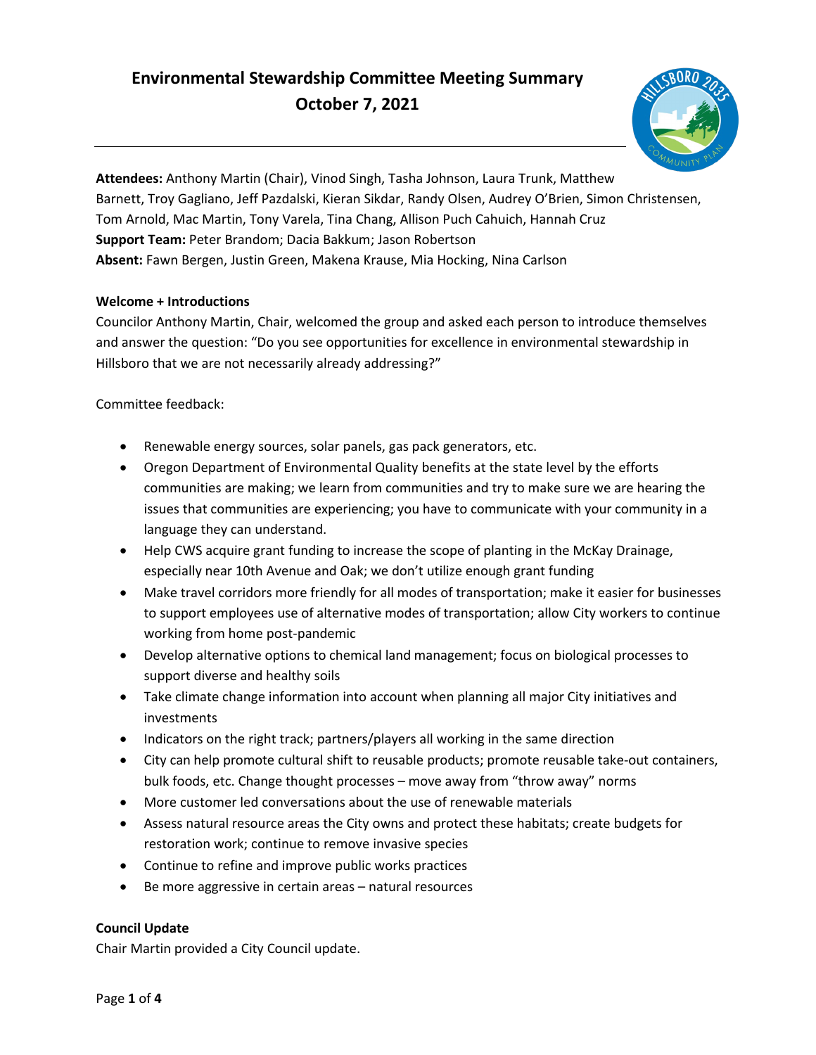# Environmental Stewardship Committee Meeting Summary
## October 7, 2021

**Attendees:** Anthony Martin (Chair), Vinod Singh, Tasha Johnson, Laura Trunk, Matthew Barnett, Troy Gagliano, Jeff Pazdalski, Kieran Sikdar, Randy Olsen, Audrey O'Brien, Simon Christensen, Tom Arnold, Mac Martin, Tony Varela, Tina Chang, Allison Puch Cahuich, Hannah Cruz
**Support Team:** Peter Brandom; Dacia Bakkum; Jason Robertson
**Absent:** Fawn Bergen, Justin Green, Makena Krause, Mia Hocking, Nina Carlson

**Welcome + Introductions**

Councilor Anthony Martin, Chair, welcomed the group and asked each person to introduce themselves and answer the question: "Do you see opportunities for excellence in environmental stewardship in Hillsboro that we are not necessarily already addressing?"

Committee feedback:

- Renewable energy sources, solar panels, gas pack generators, etc.
- Oregon Department of Environmental Quality benefits at the state level by the efforts communities are making; we learn from communities and try to make sure we are hearing the issues that communities are experiencing; you have to communicate with your community in a language they can understand.
- Help CWS acquire grant funding to increase the scope of planting in the McKay Drainage, especially near 10th Avenue and Oak; we don't utilize enough grant funding
- Make travel corridors more friendly for all modes of transportation; make it easier for businesses to support employees use of alternative modes of transportation; allow City workers to continue working from home post-pandemic
- Develop alternative options to chemical land management; focus on biological processes to support diverse and healthy soils
- Take climate change information into account when planning all major City initiatives and investments
- Indicators on the right track; partners/players all working in the same direction
- City can help promote cultural shift to reusable products; promote reusable take-out containers, bulk foods, etc. Change thought processes – move away from "throw away" norms
- More customer led conversations about the use of renewable materials
- Assess natural resource areas the City owns and protect these habitats; create budgets for restoration work; continue to remove invasive species
- Continue to refine and improve public works practices
- Be more aggressive in certain areas – natural resources

**Council Update**

Chair Martin provided a City Council update.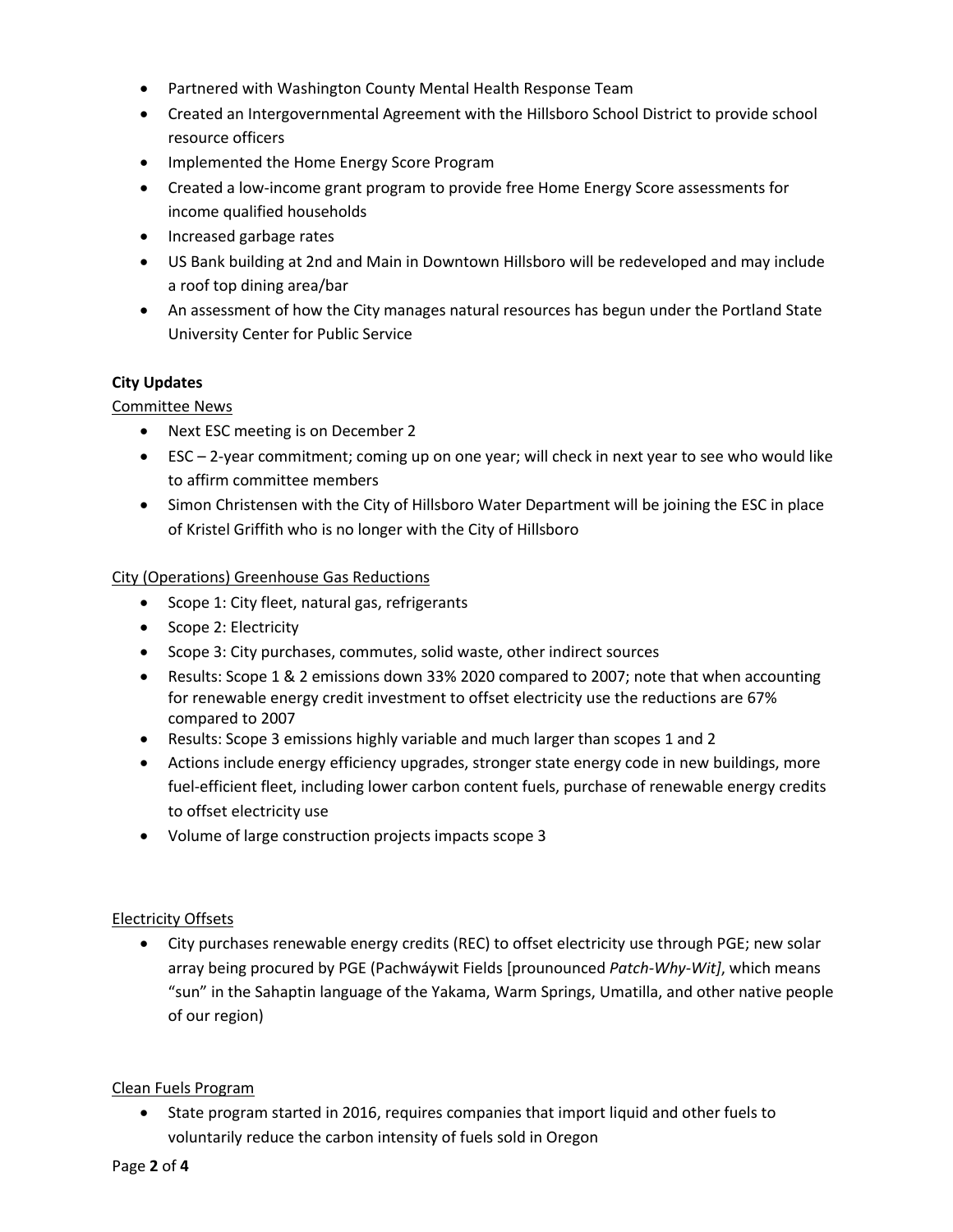- Partnered with Washington County Mental Health Response Team
- Created an Intergovernmental Agreement with the Hillsboro School District to provide school resource officers
- Implemented the Home Energy Score Program
- Created a low-income grant program to provide free Home Energy Score assessments for income qualified households
- Increased garbage rates
- US Bank building at 2nd and Main in Downtown Hillsboro will be redeveloped and may include a roof top dining area/bar
- An assessment of how the City manages natural resources has begun under the Portland State University Center for Public Service

**City Updates**

Committee News

- Next ESC meeting is on December 2
- ESC – 2-year commitment; coming up on one year; will check in next year to see who would like to affirm committee members
- Simon Christensen with the City of Hillsboro Water Department will be joining the ESC in place of Kristel Griffith who is no longer with the City of Hillsboro

City (Operations) Greenhouse Gas Reductions

- Scope 1: City fleet, natural gas, refrigerants
- Scope 2: Electricity
- Scope 3: City purchases, commutes, solid waste, other indirect sources
- Results: Scope 1 & 2 emissions down 33% 2020 compared to 2007; note that when accounting for renewable energy credit investment to offset electricity use the reductions are 67% compared to 2007
- Results: Scope 3 emissions highly variable and much larger than scopes 1 and 2
- Actions include energy efficiency upgrades, stronger state energy code in new buildings, more fuel-efficient fleet, including lower carbon content fuels, purchase of renewable energy credits to offset electricity use
- Volume of large construction projects impacts scope 3

Electricity Offsets

- City purchases renewable energy credits (REC) to offset electricity use through PGE; new solar array being procured by PGE (Pachwáywit Fields [prounounced *Patch-Why-Wit]*, which means "sun" in the Sahaptin language of the Yakama, Warm Springs, Umatilla, and other native people of our region)

Clean Fuels Program

- State program started in 2016, requires companies that import liquid and other fuels to voluntarily reduce the carbon intensity of fuels sold in Oregon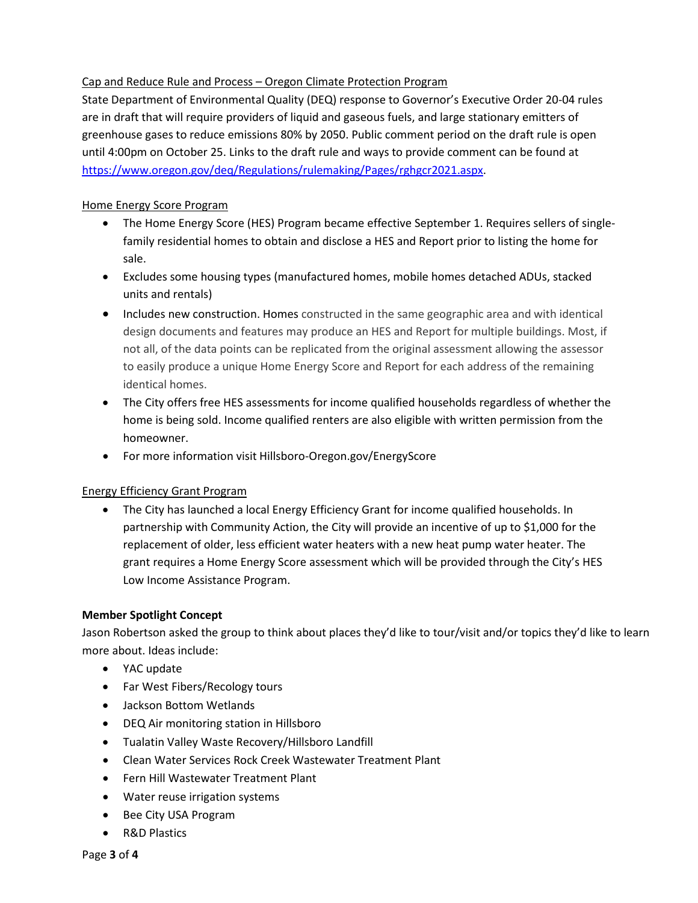Cap and Reduce Rule and Process – Oregon Climate Protection Program

State Department of Environmental Quality (DEQ) response to Governor's Executive Order 20-04 rules are in draft that will require providers of liquid and gaseous fuels, and large stationary emitters of greenhouse gases to reduce emissions 80% by 2050. Public comment period on the draft rule is open until 4:00pm on October 25. Links to the draft rule and ways to provide comment can be found at https://www.oregon.gov/deq/Regulations/rulemaking/Pages/rghgcr2021.aspx.

Home Energy Score Program

- The Home Energy Score (HES) Program became effective September 1. Requires sellers of single-family residential homes to obtain and disclose a HES and Report prior to listing the home for sale.
- Excludes some housing types (manufactured homes, mobile homes detached ADUs, stacked units and rentals)
- Includes new construction. Homes constructed in the same geographic area and with identical design documents and features may produce an HES and Report for multiple buildings. Most, if not all, of the data points can be replicated from the original assessment allowing the assessor to easily produce a unique Home Energy Score and Report for each address of the remaining identical homes.
- The City offers free HES assessments for income qualified households regardless of whether the home is being sold. Income qualified renters are also eligible with written permission from the homeowner.
- For more information visit Hillsboro-Oregon.gov/EnergyScore

Energy Efficiency Grant Program

- The City has launched a local Energy Efficiency Grant for income qualified households. In partnership with Community Action, the City will provide an incentive of up to $1,000 for the replacement of older, less efficient water heaters with a new heat pump water heater. The grant requires a Home Energy Score assessment which will be provided through the City's HES Low Income Assistance Program.

**Member Spotlight Concept**

Jason Robertson asked the group to think about places they'd like to tour/visit and/or topics they'd like to learn more about. Ideas include:

- YAC update
- Far West Fibers/Recology tours
- Jackson Bottom Wetlands
- DEQ Air monitoring station in Hillsboro
- Tualatin Valley Waste Recovery/Hillsboro Landfill
- Clean Water Services Rock Creek Wastewater Treatment Plant
- Fern Hill Wastewater Treatment Plant
- Water reuse irrigation systems
- Bee City USA Program
- R&D Plastics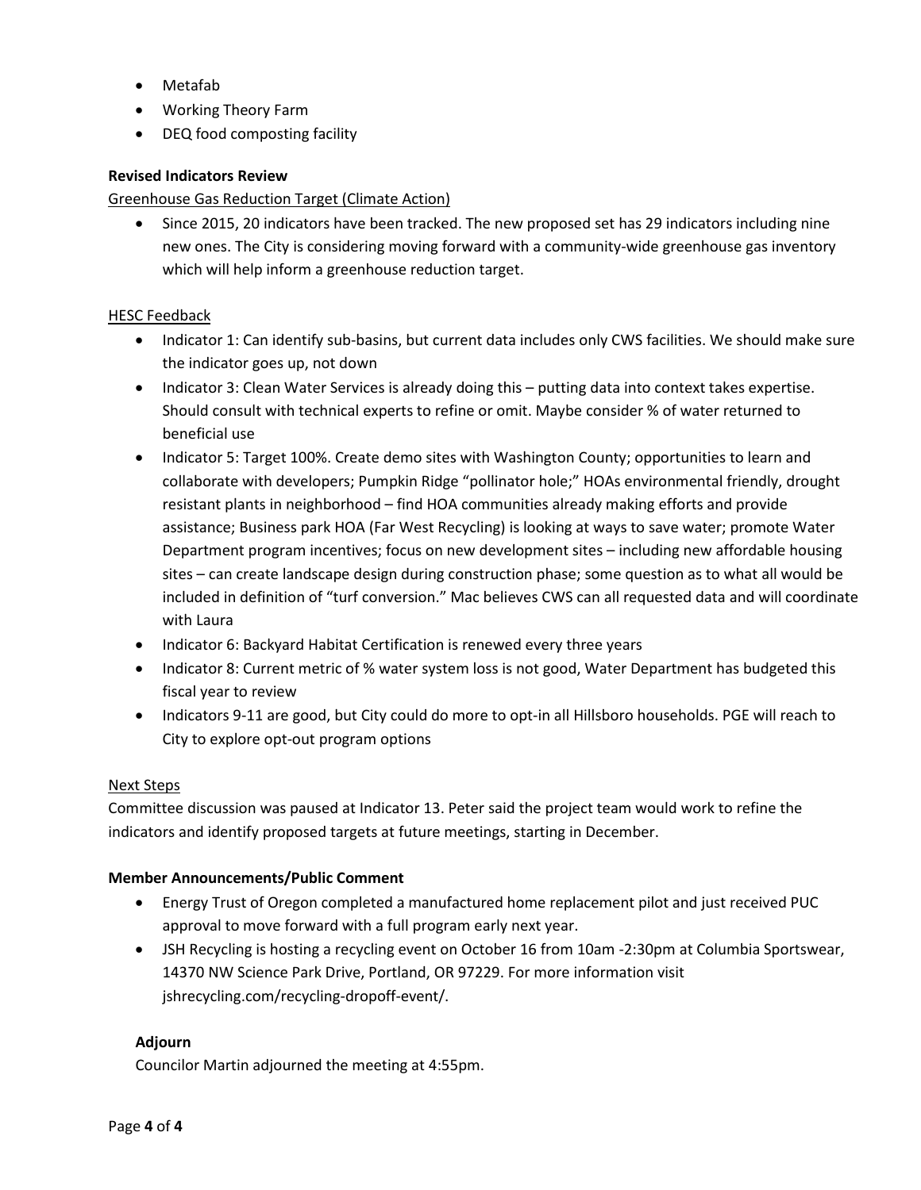- Metafab
- Working Theory Farm
- DEQ food composting facility

**Revised Indicators Review**

Greenhouse Gas Reduction Target (Climate Action)

- Since 2015, 20 indicators have been tracked. The new proposed set has 29 indicators including nine new ones. The City is considering moving forward with a community-wide greenhouse gas inventory which will help inform a greenhouse reduction target.

HESC Feedback

- Indicator 1: Can identify sub-basins, but current data includes only CWS facilities. We should make sure the indicator goes up, not down
- Indicator 3: Clean Water Services is already doing this – putting data into context takes expertise. Should consult with technical experts to refine or omit. Maybe consider % of water returned to beneficial use
- Indicator 5: Target 100%. Create demo sites with Washington County; opportunities to learn and collaborate with developers; Pumpkin Ridge "pollinator hole;" HOAs environmental friendly, drought resistant plants in neighborhood – find HOA communities already making efforts and provide assistance; Business park HOA (Far West Recycling) is looking at ways to save water; promote Water Department program incentives; focus on new development sites – including new affordable housing sites – can create landscape design during construction phase; some question as to what all would be included in definition of "turf conversion." Mac believes CWS can all requested data and will coordinate with Laura
- Indicator 6: Backyard Habitat Certification is renewed every three years
- Indicator 8: Current metric of % water system loss is not good, Water Department has budgeted this fiscal year to review
- Indicators 9-11 are good, but City could do more to opt-in all Hillsboro households. PGE will reach to City to explore opt-out program options

Next Steps

Committee discussion was paused at Indicator 13. Peter said the project team would work to refine the indicators and identify proposed targets at future meetings, starting in December.

**Member Announcements/Public Comment**

- Energy Trust of Oregon completed a manufactured home replacement pilot and just received PUC approval to move forward with a full program early next year.
- JSH Recycling is hosting a recycling event on October 16 from 10am -2:30pm at Columbia Sportswear, 14370 NW Science Park Drive, Portland, OR 97229. For more information visit jshrecycling.com/recycling-dropoff-event/.

**Adjourn**

Councilor Martin adjourned the meeting at 4:55pm.